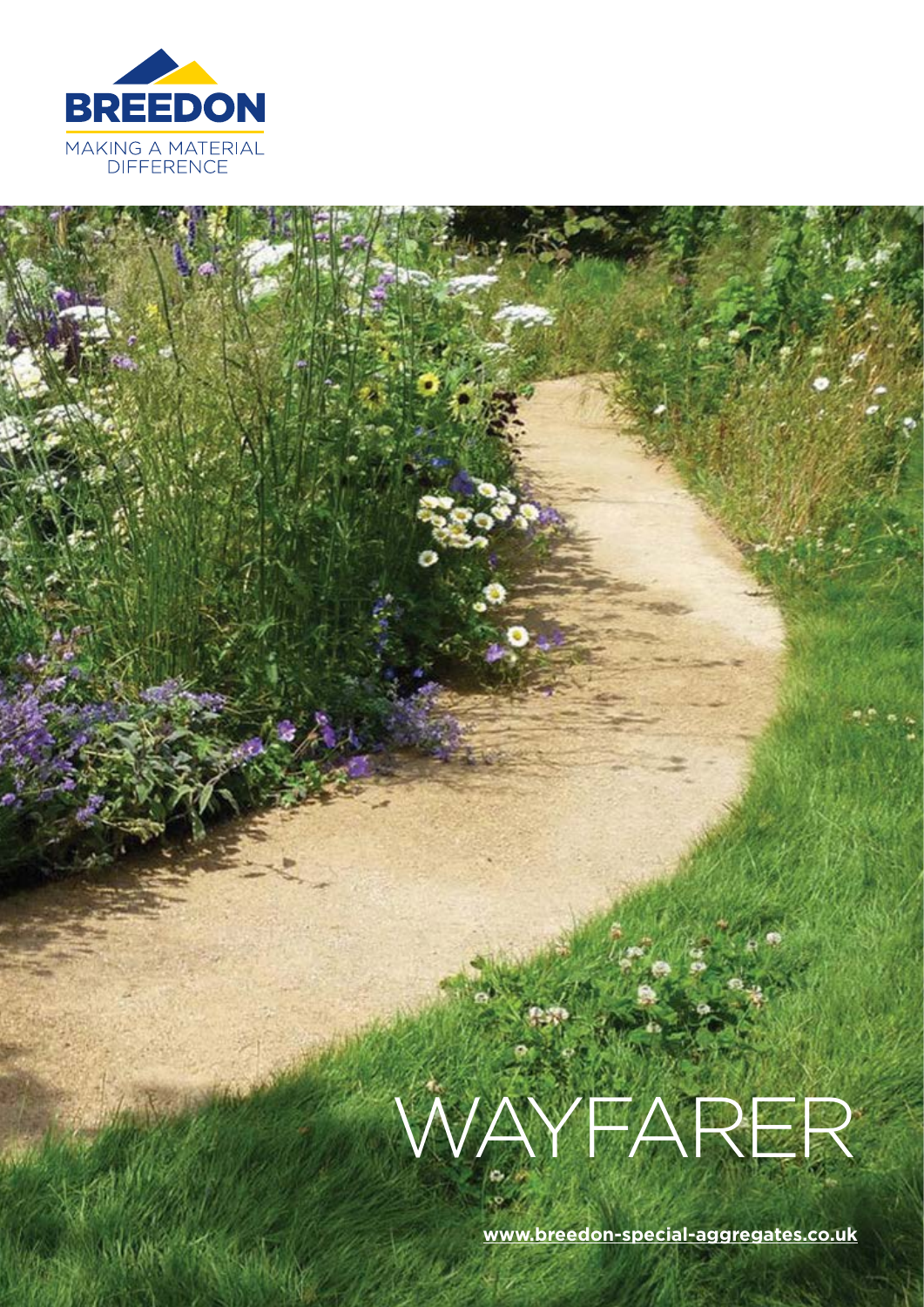BREEDON

MAKING A MATERIAL DIFFERENCE

# WAYFARER

www.breedon-special-aggregates.co.uk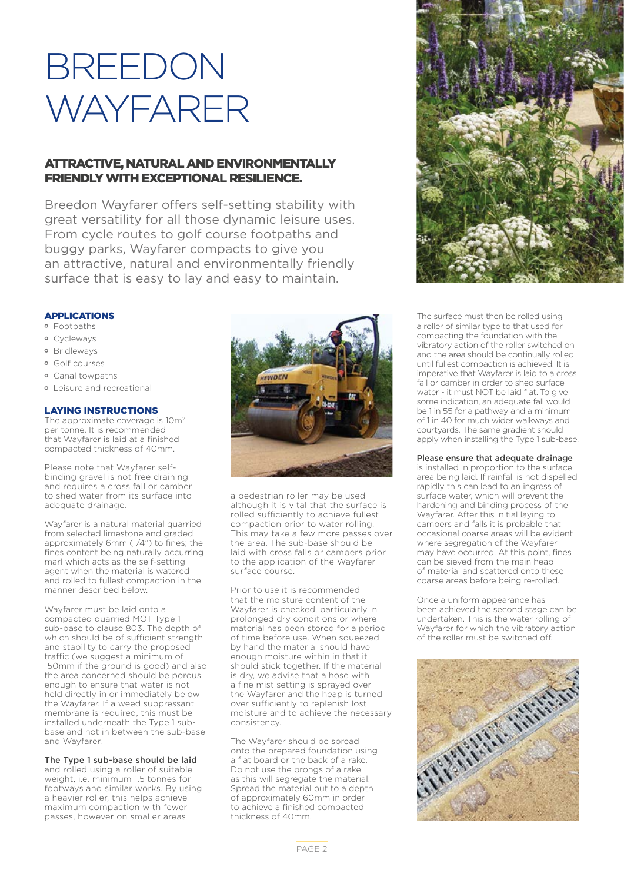# BREEDON WAYFARER

## ATTRACTIVE, NATURAL AND ENVIRONMENTALLY FRIENDLY WITH EXCEPTIONAL RESILIENCE.

Breedon Wayfarer offers self-setting stability with great versatility for all those dynamic leisure uses. From cycle routes to golf course footpaths and buggy parks, Wayfarer compacts to give you an attractive, natural and environmentally friendly surface that is easy to lay and easy to maintain.

### APPLICATIONS

- Footpaths
- Cycleways
- Bridleways
- Golf courses
- Canal towpaths
- Leisure and recreational

### LAYING INSTRUCTIONS

The approximate coverage is 10m$^2$ per tonne. It is recommended that Wayfarer is laid at a finished compacted thickness of 40mm.

Please note that Wayfarer self-binding gravel is not free draining and requires a cross fall or camber to shed water from its surface into adequate drainage.

Wayfarer is a natural material quarried from selected limestone and graded approximately 6mm (1/4") to fines; the fines content being naturally occurring marl which acts as the self-setting agent when the material is watered and rolled to fullest compaction in the manner described below.

Wayfarer must be laid onto a compacted quarried MOT Type 1 sub-base to clause 803. The depth of which should be of sufficient strength and stability to carry the proposed traffic (we suggest a minimum of 150mm if the ground is good) and also the area concerned should be porous enough to ensure that water is not held directly in or immediately below the Wayfarer. If a weed suppressant membrane is required, this must be installed underneath the Type 1 sub-base and not in between the sub-base and Wayfarer.

**The Type 1 sub-base should be laid** and rolled using a roller of suitable weight, i.e. minimum 1.5 tonnes for footways and similar works. By using a heavier roller, this helps achieve maximum compaction with fewer passes, however on smaller areas a pedestrian roller may be used although it is vital that the surface is rolled sufficiently to achieve fullest compaction prior to water rolling. This may take a few more passes over the area. The sub-base should be laid with cross falls or cambers prior to the application of the Wayfarer surface course.

Prior to use it is recommended that the moisture content of the Wayfarer is checked, particularly in prolonged dry conditions or where material has been stored for a period of time before use. When squeezed by hand the material should have enough moisture within in that it should stick together. If the material is dry, we advise that a hose with a fine mist setting is sprayed over the Wayfarer and the heap is turned over sufficiently to replenish lost moisture and to achieve the necessary consistency.

The Wayfarer should be spread onto the prepared foundation using a flat board or the back of a rake. Do not use the prongs of a rake as this will segregate the material. Spread the material out to a depth of approximately 60mm in order to achieve a finished compacted thickness of 40mm.

The surface must then be rolled using a roller of similar type to that used for compacting the foundation with the vibratory action of the roller switched on and the area should be continually rolled until fullest compaction is achieved. It is imperative that Wayfarer is laid to a cross fall or camber in order to shed surface water - it must NOT be laid flat. To give some indication, an adequate fall would be 1 in 55 for a pathway and a minimum of 1 in 40 for much wider walkways and courtyards. The same gradient should apply when installing the Type 1 sub-base.

**Please ensure that adequate drainage** is installed in proportion to the surface area being laid. If rainfall is not dispelled rapidly this can lead to an ingress of surface water, which will prevent the hardening and binding process of the Wayfarer. After this initial laying to cambers and falls it is probable that occasional coarse areas will be evident where segregation of the Wayfarer may have occurred. At this point, fines can be sieved from the main heap of material and scattered onto these coarse areas before being re-rolled.

Once a uniform appearance has been achieved the second stage can be undertaken. This is the water rolling of Wayfarer for which the vibratory action of the roller must be switched off.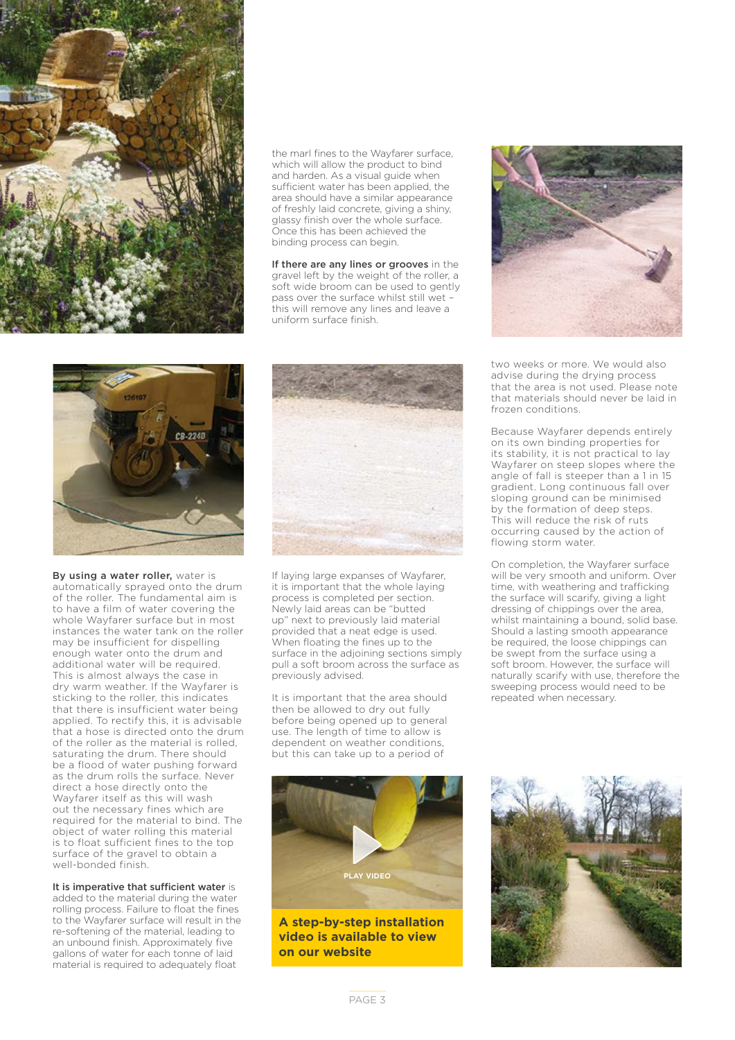the marl fines to the Wayfarer surface, which will allow the product to bind and harden. As a visual guide when sufficient water has been applied, the area should have a similar appearance of freshly laid concrete, giving a shiny, glassy finish over the whole surface. Once this has been achieved the binding process can begin.

**If there are any lines or grooves** in the gravel left by the weight of the roller, a soft wide broom can be used to gently pass over the surface whilst still wet – this will remove any lines and leave a uniform surface finish.

**By using a water roller,** water is automatically sprayed onto the drum of the roller. The fundamental aim is to have a film of water covering the whole Wayfarer surface but in most instances the water tank on the roller may be insufficient for dispelling enough water onto the drum and additional water will be required. This is almost always the case in dry warm weather. If the Wayfarer is sticking to the roller, this indicates that there is insufficient water being applied. To rectify this, it is advisable that a hose is directed onto the drum of the roller as the material is rolled, saturating the drum. There should be a flood of water pushing forward as the drum rolls the surface. Never direct a hose directly onto the Wayfarer itself as this will wash out the necessary fines which are required for the material to bind. The object of water rolling this material is to float sufficient fines to the top surface of the gravel to obtain a well-bonded finish.

**It is imperative that sufficient water** is added to the material during the water rolling process. Failure to float the fines to the Wayfarer surface will result in the re-softening of the material, leading to an unbound finish. Approximately five gallons of water for each tonne of laid material is required to adequately float

If laying large expanses of Wayfarer, it is important that the whole laying process is completed per section. Newly laid areas can be "butted up" next to previously laid material provided that a neat edge is used. When floating the fines up to the surface in the adjoining sections simply pull a soft broom across the surface as previously advised.

It is important that the area should then be allowed to dry out fully before being opened up to general use. The length of time to allow is dependent on weather conditions, but this can take up to a period of two weeks or more. We would also advise during the drying process that the area is not used. Please note that materials should never be laid in frozen conditions.

Because Wayfarer depends entirely on its own binding properties for its stability, it is not practical to lay Wayfarer on steep slopes where the angle of fall is steeper than a 1 in 15 gradient. Long continuous fall over sloping ground can be minimised by the formation of deep steps. This will reduce the risk of ruts occurring caused by the action of flowing storm water.

On completion, the Wayfarer surface will be very smooth and uniform. Over time, with weathering and trafficking the surface will scarify, giving a light dressing of chippings over the area, whilst maintaining a bound, solid base. Should a lasting smooth appearance be required, the loose chippings can be swept from the surface using a soft broom. However, the surface will naturally scarify with use, therefore the sweeping process would need to be repeated when necessary.

PLAY VIDEO

**A step-by-step installation video is available to view on our website**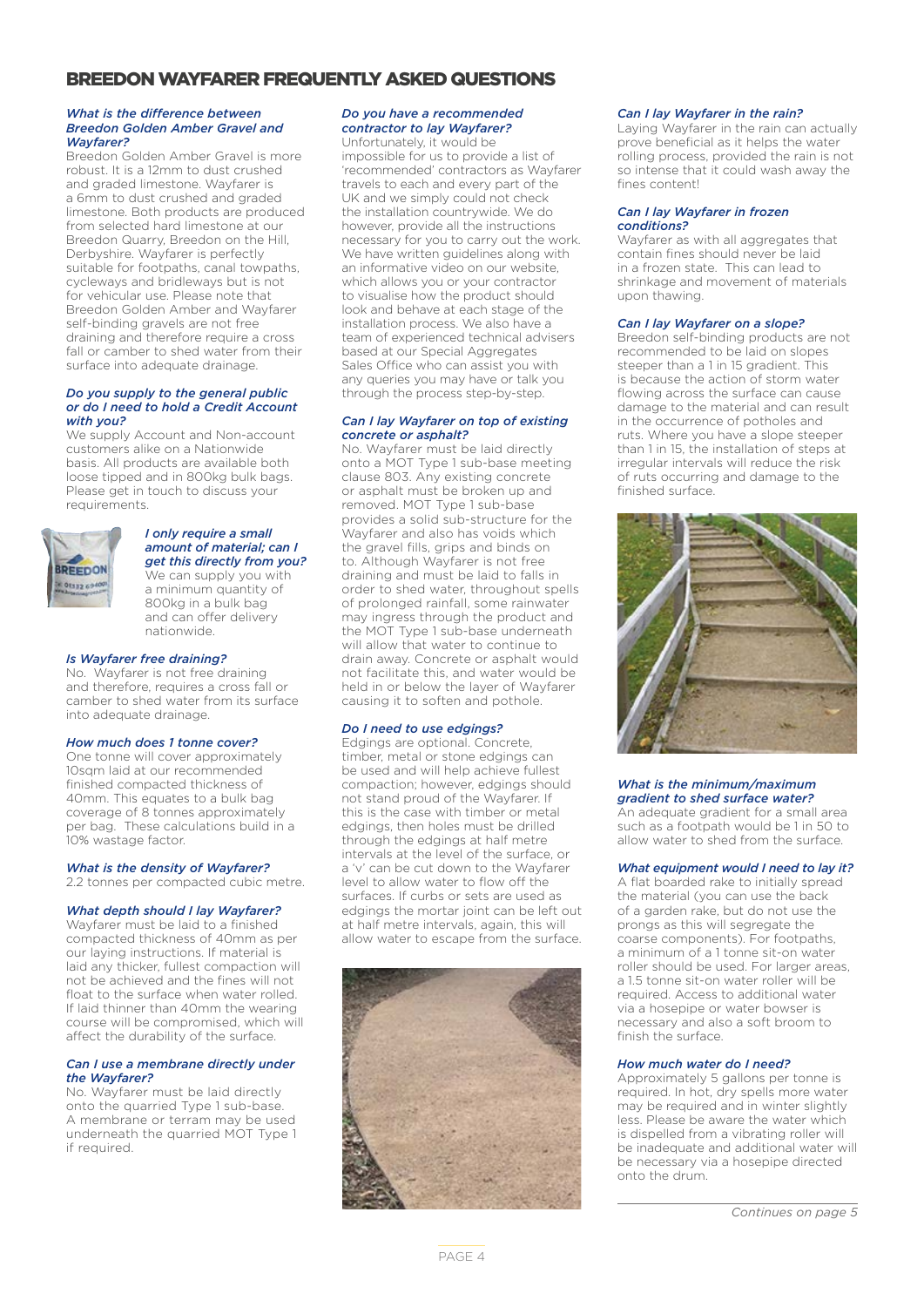# BREEDON WAYFARER FREQUENTLY ASKED QUESTIONS

### *What is the difference between Breedon Golden Amber Gravel and Wayfarer?*

Breedon Golden Amber Gravel is more robust. It is a 12mm to dust crushed and graded limestone. Wayfarer is a 6mm to dust crushed and graded limestone. Both products are produced from selected hard limestone at our Breedon Quarry, Breedon on the Hill, Derbyshire. Wayfarer is perfectly suitable for footpaths, canal towpaths, cycleways and bridleways but is not for vehicular use. Please note that Breedon Golden Amber and Wayfarer self-binding gravels are not free draining and therefore require a cross fall or camber to shed water from their surface into adequate drainage.

### *Do you supply to the general public or do I need to hold a Credit Account with you?*

We supply Account and Non-account customers alike on a Nationwide basis. All products are available both loose tipped and in 800kg bulk bags. Please get in touch to discuss your requirements.

### *I only require a small amount of material; can I get this directly from you?*

We can supply you with a minimum quantity of 800kg in a bulk bag and can offer delivery nationwide.

### *Is Wayfarer free draining?*

No. Wayfarer is not free draining and therefore, requires a cross fall or camber to shed water from its surface into adequate drainage.

### *How much does 1 tonne cover?*

One tonne will cover approximately 10sqm laid at our recommended finished compacted thickness of 40mm. This equates to a bulk bag coverage of 8 tonnes approximately per bag. These calculations build in a 10% wastage factor.

### *What is the density of Wayfarer?*

2.2 tonnes per compacted cubic metre.

### *What depth should I lay Wayfarer?*

Wayfarer must be laid to a finished compacted thickness of 40mm as per our laying instructions. If material is laid any thicker, fullest compaction will not be achieved and the fines will not float to the surface when water rolled. If laid thinner than 40mm the wearing course will be compromised, which will affect the durability of the surface.

### *Can I use a membrane directly under the Wayfarer?*

No. Wayfarer must be laid directly onto the quarried Type 1 sub-base. A membrane or terram may be used underneath the quarried MOT Type 1 if required.

### *Do you have a recommended contractor to lay Wayfarer?*

Unfortunately, it would be impossible for us to provide a list of 'recommended' contractors as Wayfarer travels to each and every part of the UK and we simply could not check the installation countrywide. We do however, provide all the instructions necessary for you to carry out the work. We have written guidelines along with an informative video on our website, which allows you or your contractor to visualise how the product should look and behave at each stage of the installation process. We also have a team of experienced technical advisers based at our Special Aggregates Sales Office who can assist you with any queries you may have or talk you through the process step-by-step.

### *Can I lay Wayfarer on top of existing concrete or asphalt?*

No. Wayfarer must be laid directly onto a MOT Type 1 sub-base meeting clause 803. Any existing concrete or asphalt must be broken up and removed. MOT Type 1 sub-base provides a solid sub-structure for the Wayfarer and also has voids which the gravel fills, grips and binds on to. Although Wayfarer is not free draining and must be laid to falls in order to shed water, throughout spells of prolonged rainfall, some rainwater may ingress through the product and the MOT Type 1 sub-base underneath will allow that water to continue to drain away. Concrete or asphalt would not facilitate this, and water would be held in or below the layer of Wayfarer causing it to soften and pothole.

### *Do I need to use edgings?*

Edgings are optional. Concrete, timber, metal or stone edgings can be used and will help achieve fullest compaction; however, edgings should not stand proud of the Wayfarer. If this is the case with timber or metal edgings, then holes must be drilled through the edgings at half metre intervals at the level of the surface, or a 'v' can be cut down to the Wayfarer level to allow water to flow off the surfaces. If curbs or sets are used as edgings the mortar joint can be left out at half metre intervals, again, this will allow water to escape from the surface.

### *Can I lay Wayfarer in the rain?*

Laying Wayfarer in the rain can actually prove beneficial as it helps the water rolling process, provided the rain is not so intense that it could wash away the fines content!

### *Can I lay Wayfarer in frozen conditions?*

Wayfarer as with all aggregates that contain fines should never be laid in a frozen state. This can lead to shrinkage and movement of materials upon thawing.

### *Can I lay Wayfarer on a slope?*

Breedon self-binding products are not recommended to be laid on slopes steeper than a 1 in 15 gradient. This is because the action of storm water flowing across the surface can cause damage to the material and can result in the occurrence of potholes and ruts. Where you have a slope steeper than 1 in 15, the installation of steps at irregular intervals will reduce the risk of ruts occurring and damage to the finished surface.

### *What is the minimum/maximum gradient to shed surface water?*

An adequate gradient for a small area such as a footpath would be 1 in 50 to allow water to shed from the surface.

### *What equipment would I need to lay it?*

A flat boarded rake to initially spread the material (you can use the back of a garden rake, but do not use the prongs as this will segregate the coarse components). For footpaths, a minimum of a 1 tonne sit-on water roller should be used. For larger areas, a 1.5 tonne sit-on water roller will be required. Access to additional water via a hosepipe or water bowser is necessary and also a soft broom to finish the surface.

### *How much water do I need?*

Approximately 5 gallons per tonne is required. In hot, dry spells more water may be required and in winter slightly less. Please be aware the water which is dispelled from a vibrating roller will be inadequate and additional water will be necessary via a hosepipe directed onto the drum.

*Continues on page 5*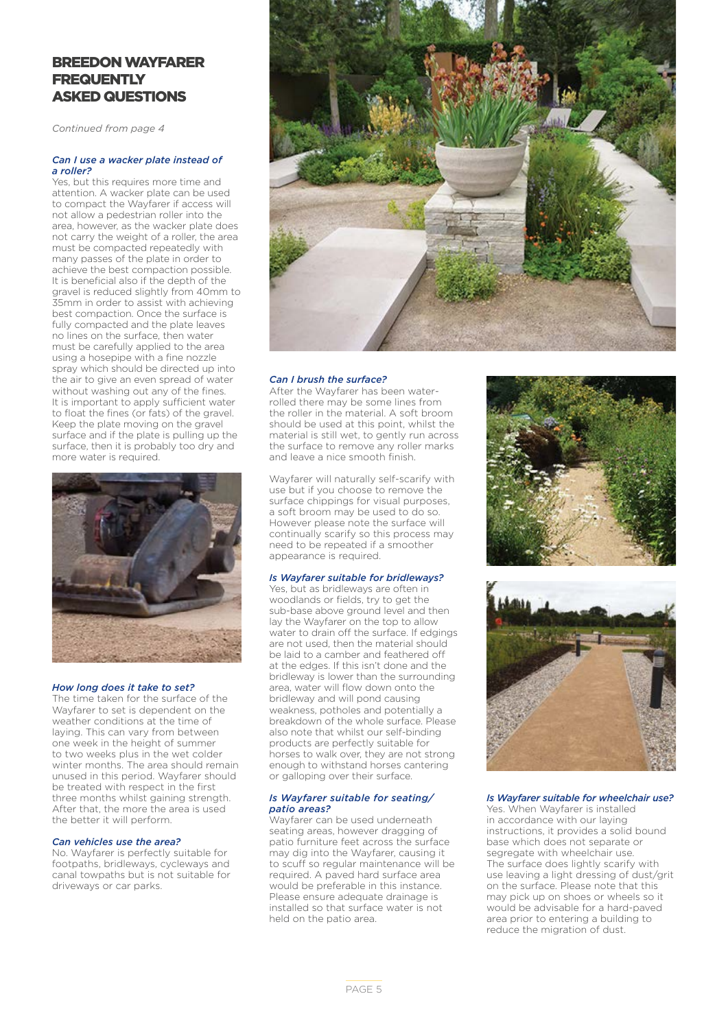# BREEDON WAYFARER FREQUENTLY ASKED QUESTIONS

*Continued from page 4*

### *Can I use a wacker plate instead of a roller?*

Yes, but this requires more time and attention. A wacker plate can be used to compact the Wayfarer if access will not allow a pedestrian roller into the area, however, as the wacker plate does not carry the weight of a roller, the area must be compacted repeatedly with many passes of the plate in order to achieve the best compaction possible. It is beneficial also if the depth of the gravel is reduced slightly from 40mm to 35mm in order to assist with achieving best compaction. Once the surface is fully compacted and the plate leaves no lines on the surface, then water must be carefully applied to the area using a hosepipe with a fine nozzle spray which should be directed up into the air to give an even spread of water without washing out any of the fines. It is important to apply sufficient water to float the fines (or fats) of the gravel. Keep the plate moving on the gravel surface and if the plate is pulling up the surface, then it is probably too dry and more water is required.

### *How long does it take to set?*

The time taken for the surface of the Wayfarer to set is dependent on the weather conditions at the time of laying. This can vary from between one week in the height of summer to two weeks plus in the wet colder winter months. The area should remain unused in this period. Wayfarer should be treated with respect in the first three months whilst gaining strength. After that, the more the area is used the better it will perform.

### *Can vehicles use the area?*

No. Wayfarer is perfectly suitable for footpaths, bridleways, cycleways and canal towpaths but is not suitable for driveways or car parks.

### *Can I brush the surface?*

After the Wayfarer has been water-rolled there may be some lines from the roller in the material. A soft broom should be used at this point, whilst the material is still wet, to gently run across the surface to remove any roller marks and leave a nice smooth finish.

Wayfarer will naturally self-scarify with use but if you choose to remove the surface chippings for visual purposes, a soft broom may be used to do so. However please note the surface will continually scarify so this process may need to be repeated if a smoother appearance is required.

### *Is Wayfarer suitable for bridleways?*

Yes, but as bridleways are often in woodlands or fields, try to get the sub-base above ground level and then lay the Wayfarer on the top to allow water to drain off the surface. If edgings are not used, then the material should be laid to a camber and feathered off at the edges. If this isn't done and the bridleway is lower than the surrounding area, water will flow down onto the bridleway and will pond causing weakness, potholes and potentially a breakdown of the whole surface. Please also note that whilst our self-binding products are perfectly suitable for horses to walk over, they are not strong enough to withstand horses cantering or galloping over their surface.

### *Is Wayfarer suitable for seating/ patio areas?*

Wayfarer can be used underneath seating areas, however dragging of patio furniture feet across the surface may dig into the Wayfarer, causing it to scuff so regular maintenance will be required. A paved hard surface area would be preferable in this instance. Please ensure adequate drainage is installed so that surface water is not held on the patio area.

### *Is Wayfarer suitable for wheelchair use?*

Yes. When Wayfarer is installed in accordance with our laying instructions, it provides a solid bound base which does not separate or segregate with wheelchair use. The surface does lightly scarify with use leaving a light dressing of dust/grit on the surface. Please note that this may pick up on shoes or wheels so it would be advisable for a hard-paved area prior to entering a building to reduce the migration of dust.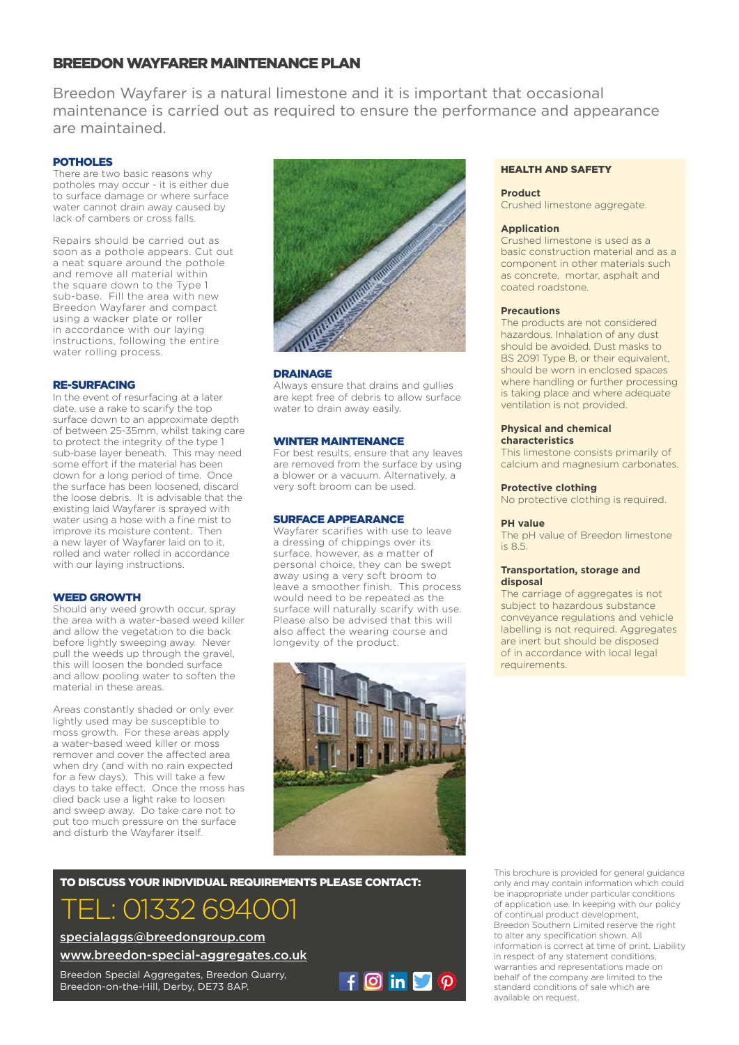## BREEDON WAYFARER MAINTENANCE PLAN

Breedon Wayfarer is a natural limestone and it is important that occasional maintenance is carried out as required to ensure the performance and appearance are maintained.

### POTHOLES

There are two basic reasons why potholes may occur - it is either due to surface damage or where surface water cannot drain away caused by lack of cambers or cross falls.

Repairs should be carried out as soon as a pothole appears. Cut out a neat square around the pothole and remove all material within the square down to the Type 1 sub-base. Fill the area with new Breedon Wayfarer and compact using a wacker plate or roller in accordance with our laying instructions, following the entire water rolling process.

### RE-SURFACING

In the event of resurfacing at a later date, use a rake to scarify the top surface down to an approximate depth of between 25-35mm, whilst taking care to protect the integrity of the type 1 sub-base layer beneath. This may need some effort if the material has been down for a long period of time. Once the surface has been loosened, discard the loose debris. It is advisable that the existing laid Wayfarer is sprayed with water using a hose with a fine mist to improve its moisture content. Then a new layer of Wayfarer laid on to it, rolled and water rolled in accordance with our laying instructions.

### WEED GROWTH

Should any weed growth occur, spray the area with a water-based weed killer and allow the vegetation to die back before lightly sweeping away. Never pull the weeds up through the gravel, this will loosen the bonded surface and allow pooling water to soften the material in these areas.

Areas constantly shaded or only ever lightly used may be susceptible to moss growth. For these areas apply a water-based weed killer or moss remover and cover the affected area when dry (and with no rain expected for a few days). This will take a few days to take effect. Once the moss has died back use a light rake to loosen and sweep away. Do take care not to put too much pressure on the surface and disturb the Wayfarer itself.

### DRAINAGE

Always ensure that drains and gullies are kept free of debris to allow surface water to drain away easily.

### WINTER MAINTENANCE

For best results, ensure that any leaves are removed from the surface by using a blower or a vacuum. Alternatively, a very soft broom can be used.

### SURFACE APPEARANCE

Wayfarer scarifies with use to leave a dressing of chippings over its surface, however, as a matter of personal choice, they can be swept away using a very soft broom to leave a smoother finish. This process would need to be repeated as the surface will naturally scarify with use. Please also be advised that this will also affect the wearing course and longevity of the product.

### HEALTH AND SAFETY

**Product**
Crushed limestone aggregate.

**Application**
Crushed limestone is used as a basic construction material and as a component in other materials such as concrete, mortar, asphalt and coated roadstone.

**Precautions**
The products are not considered hazardous. Inhalation of any dust should be avoided. Dust masks to BS 2091 Type B, or their equivalent, should be worn in enclosed spaces where handling or further processing is taking place and where adequate ventilation is not provided.

**Physical and chemical characteristics**
This limestone consists primarily of calcium and magnesium carbonates.

**Protective clothing**
No protective clothing is required.

**PH value**
The pH value of Breedon limestone is 8.5.

**Transportation, storage and disposal**
The carriage of aggregates is not subject to hazardous substance conveyance regulations and vehicle labelling is not required. Aggregates are inert but should be disposed of in accordance with local legal requirements.

**TO DISCUSS YOUR INDIVIDUAL REQUIREMENTS PLEASE CONTACT:**

TEL: 01332 694001

specialaggs@breedongroup.com

www.breedon-special-aggregates.co.uk

Breedon Special Aggregates, Breedon Quarry, Breedon-on-the-Hill, Derby, DE73 8AP.

This brochure is provided for general guidance only and may contain information which could be inappropriate under particular conditions of application use. In keeping with our policy of continual product development, Breedon Southern Limited reserve the right to alter any specification shown. All information is correct at time of print. Liability in respect of any statement conditions, warranties and representations made on behalf of the company are limited to the standard conditions of sale which are available on request.